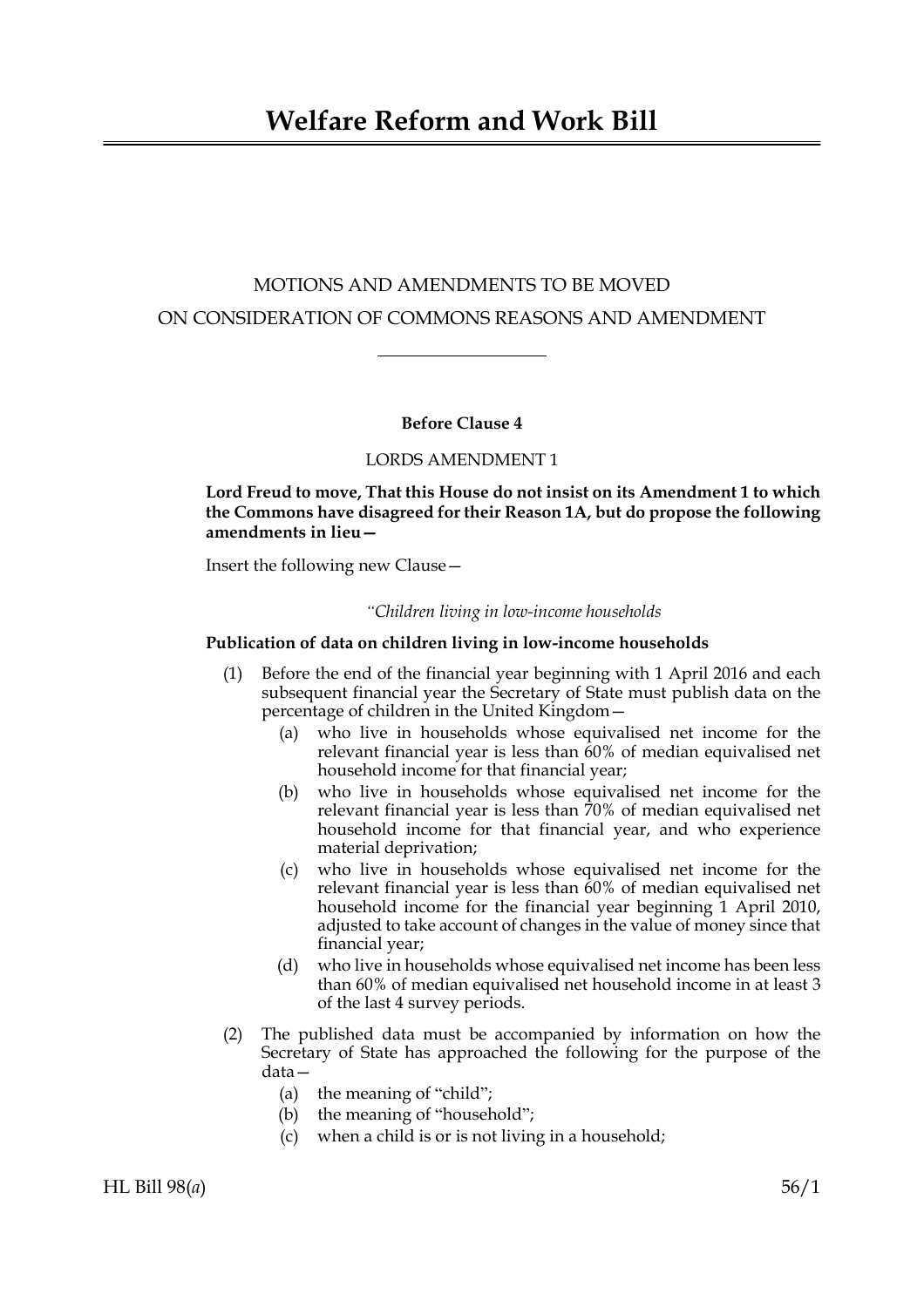# Welfare Reform and Work Bill

MOTIONS AND AMENDMENTS TO BE MOVED
ON CONSIDERATION OF COMMONS REASONS AND AMENDMENT

---

**Before Clause 4**

LORDS AMENDMENT 1

**Lord Freud to move, That this House do not insist on its Amendment 1 to which the Commons have disagreed for their Reason 1A, but do propose the following amendments in lieu—**

Insert the following new Clause—

*"Children living in low-income households*

**Publication of data on children living in low-income households**

(1) Before the end of the financial year beginning with 1 April 2016 and each subsequent financial year the Secretary of State must publish data on the percentage of children in the United Kingdom—

   (a) who live in households whose equivalised net income for the relevant financial year is less than 60% of median equivalised net household income for that financial year;

   (b) who live in households whose equivalised net income for the relevant financial year is less than 70% of median equivalised net household income for that financial year, and who experience material deprivation;

   (c) who live in households whose equivalised net income for the relevant financial year is less than 60% of median equivalised net household income for the financial year beginning 1 April 2010, adjusted to take account of changes in the value of money since that financial year;

   (d) who live in households whose equivalised net income has been less than 60% of median equivalised net household income in at least 3 of the last 4 survey periods.

(2) The published data must be accompanied by information on how the Secretary of State has approached the following for the purpose of the data—

   (a) the meaning of "child";

   (b) the meaning of "household";

   (c) when a child is or is not living in a household;

HL Bill 98(*a*) 56/1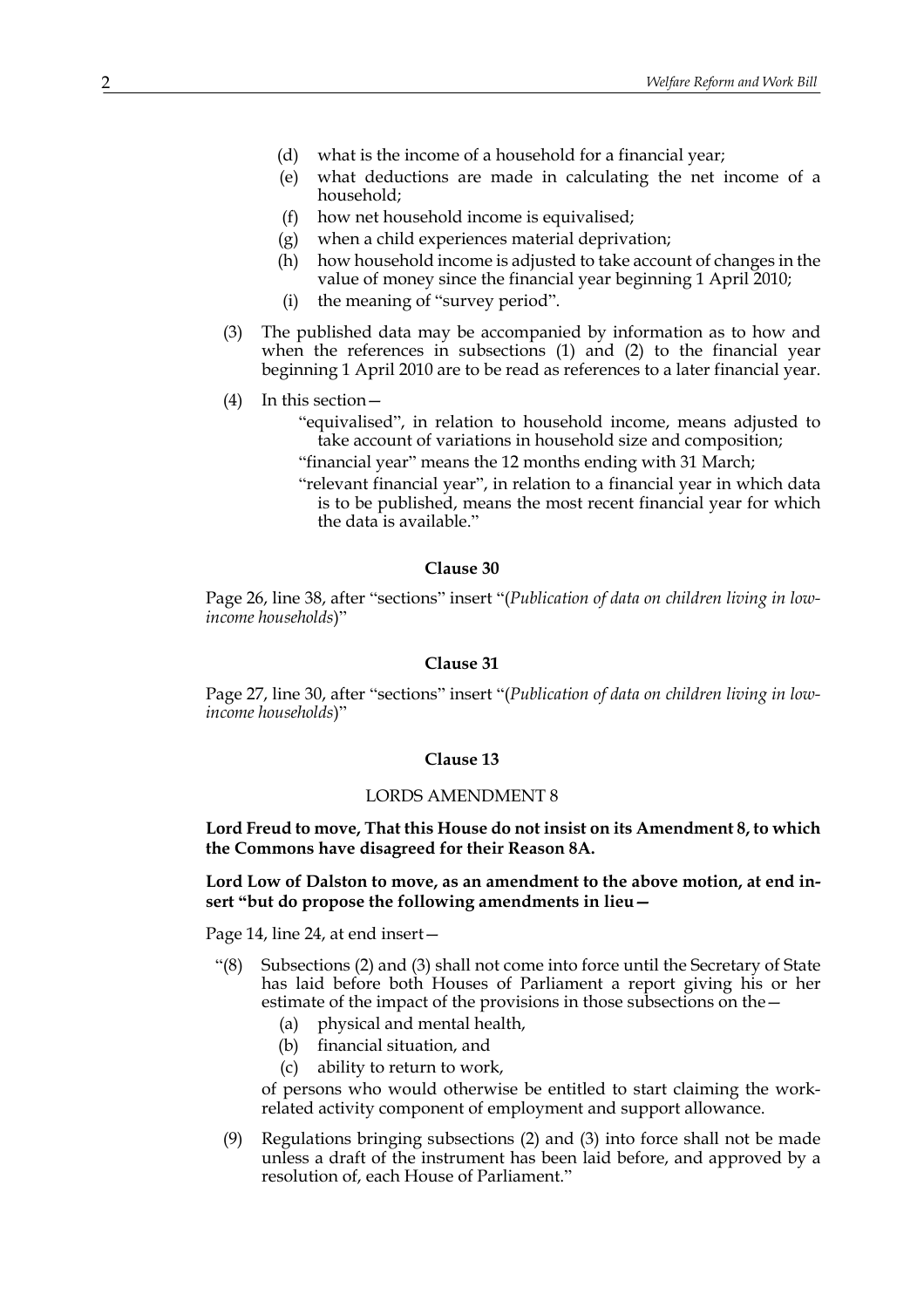(d) what is the income of a household for a financial year;

(e) what deductions are made in calculating the net income of a household;

(f) how net household income is equivalised;

(g) when a child experiences material deprivation;

(h) how household income is adjusted to take account of changes in the value of money since the financial year beginning 1 April 2010;

(i) the meaning of "survey period".

(3) The published data may be accompanied by information as to how and when the references in subsections (1) and (2) to the financial year beginning 1 April 2010 are to be read as references to a later financial year.

(4) In this section—

"equivalised", in relation to household income, means adjusted to take account of variations in household size and composition;

"financial year" means the 12 months ending with 31 March;

"relevant financial year", in relation to a financial year in which data is to be published, means the most recent financial year for which the data is available."

**Clause 30**

Page 26, line 38, after "sections" insert "(*Publication of data on children living in low-income households*)"

**Clause 31**

Page 27, line 30, after "sections" insert "(*Publication of data on children living in low-income households*)"

**Clause 13**

LORDS AMENDMENT 8

**Lord Freud to move, That this House do not insist on its Amendment 8, to which the Commons have disagreed for their Reason 8A.**

**Lord Low of Dalston to move, as an amendment to the above motion, at end insert "but do propose the following amendments in lieu—**

Page 14, line 24, at end insert—

"(8) Subsections (2) and (3) shall not come into force until the Secretary of State has laid before both Houses of Parliament a report giving his or her estimate of the impact of the provisions in those subsections on the—

(a) physical and mental health,

(b) financial situation, and

(c) ability to return to work,

of persons who would otherwise be entitled to start claiming the work-related activity component of employment and support allowance.

(9) Regulations bringing subsections (2) and (3) into force shall not be made unless a draft of the instrument has been laid before, and approved by a resolution of, each House of Parliament."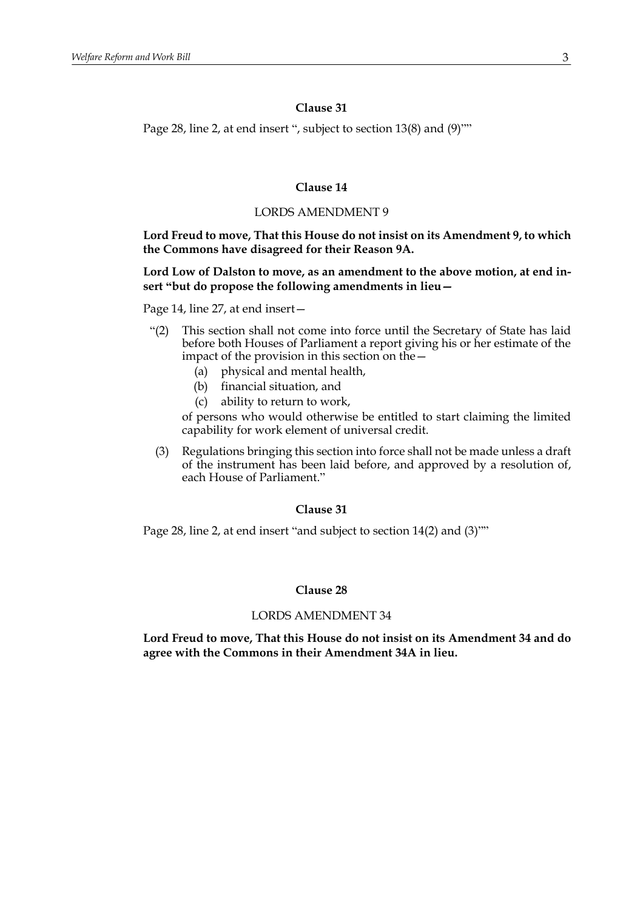### Clause 31

Page 28, line 2, at end insert ", subject to section 13(8) and (9)""

### Clause 14

LORDS AMENDMENT 9

**Lord Freud to move, That this House do not insist on its Amendment 9, to which the Commons have disagreed for their Reason 9A.**

**Lord Low of Dalston to move, as an amendment to the above motion, at end insert "but do propose the following amendments in lieu—**

Page 14, line 27, at end insert—

"(2) This section shall not come into force until the Secretary of State has laid before both Houses of Parliament a report giving his or her estimate of the impact of the provision in this section on the—

(a) physical and mental health,

(b) financial situation, and

(c) ability to return to work,

of persons who would otherwise be entitled to start claiming the limited capability for work element of universal credit.

(3) Regulations bringing this section into force shall not be made unless a draft of the instrument has been laid before, and approved by a resolution of, each House of Parliament."

### Clause 31

Page 28, line 2, at end insert "and subject to section 14(2) and (3)""

### Clause 28

LORDS AMENDMENT 34

**Lord Freud to move, That this House do not insist on its Amendment 34 and do agree with the Commons in their Amendment 34A in lieu.**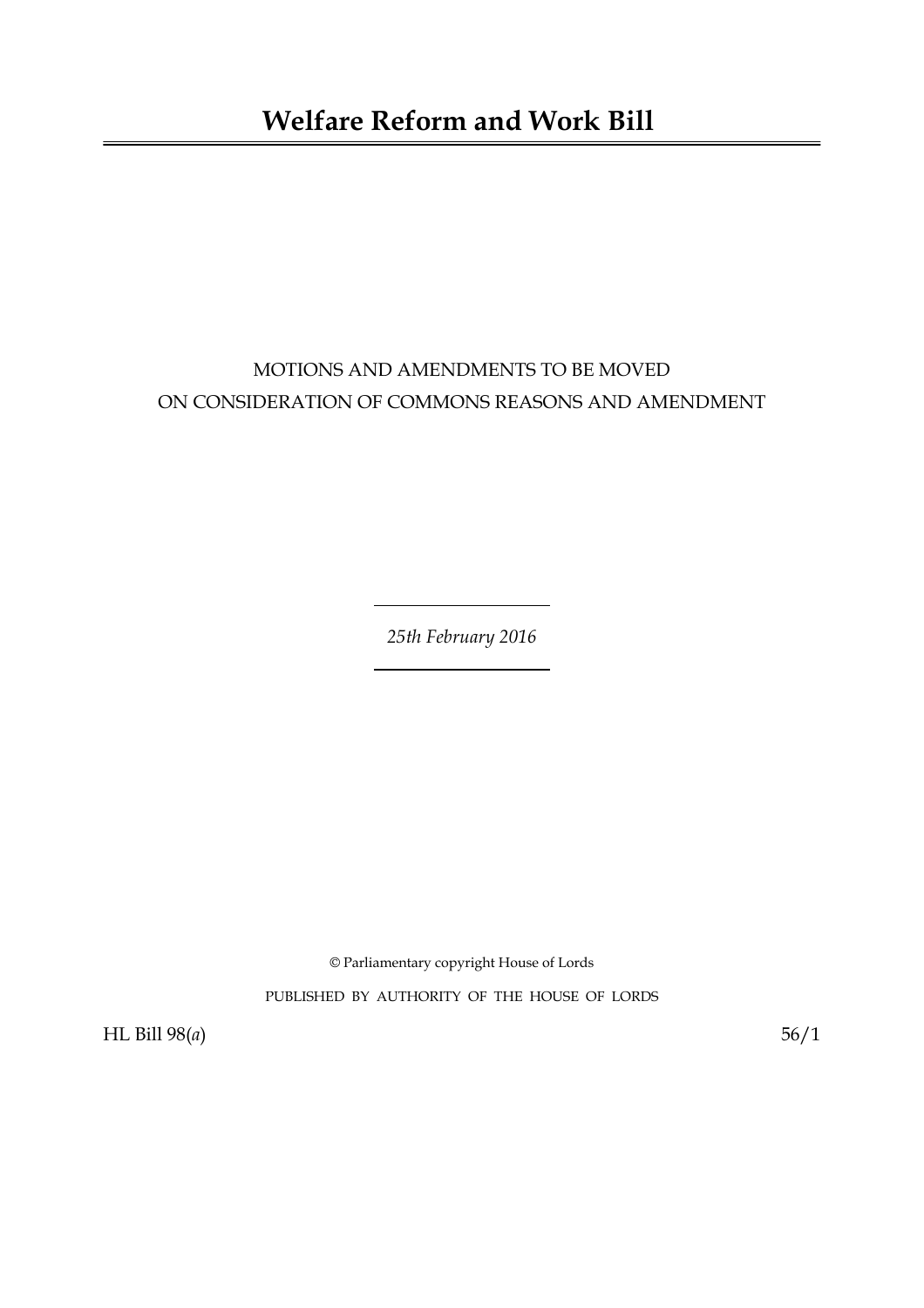# Welfare Reform and Work Bill

MOTIONS AND AMENDMENTS TO BE MOVED
ON CONSIDERATION OF COMMONS REASONS AND AMENDMENT

*25th February 2016*

© Parliamentary copyright House of Lords

PUBLISHED BY AUTHORITY OF THE HOUSE OF LORDS

HL Bill 98(*a*) 56/1